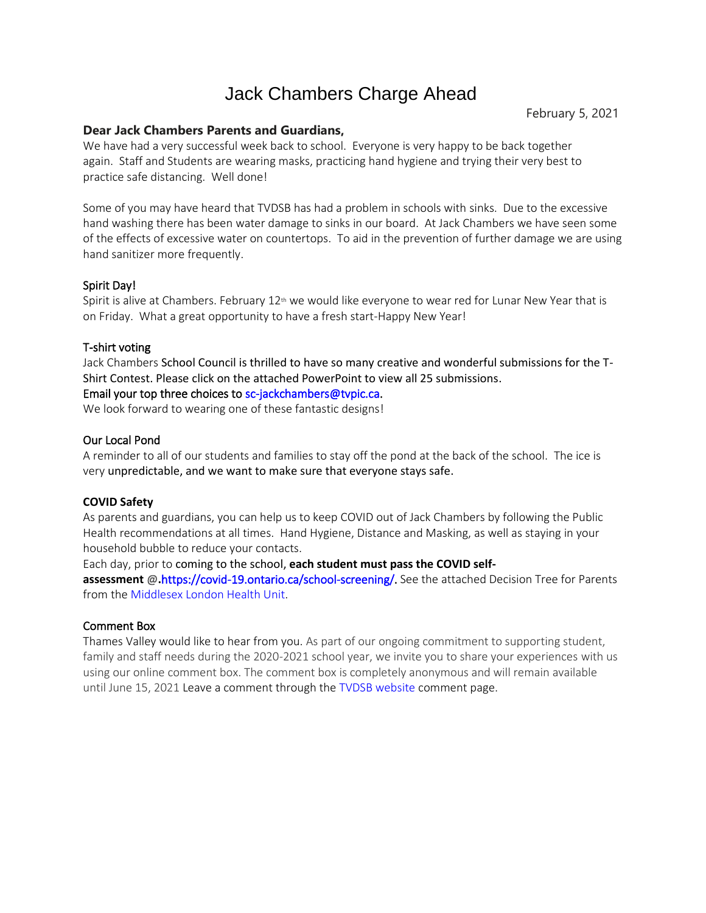# Jack Chambers Charge Ahead

February 5, 2021

**Dear Jack Chambers Parents and Guardians,**

We have had a very successful week back to school. Everyone is very happy to be back together again. Staff and Students are wearing masks, practicing hand hygiene and trying their very best to practice safe distancing. Well done!

Some of you may have heard that TVDSB has had a problem in schools with sinks. Due to the excessive hand washing there has been water damage to sinks in our board. At Jack Chambers we have seen some of the effects of excessive water on countertops. To aid in the prevention of further damage we are using hand sanitizer more frequently.

## Spirit Day!

Spirit is alive at Chambers. February 12th we would like everyone to wear red for Lunar New Year that is on Friday. What a great opportunity to have a fresh start-Happy New Year!

## T-shirt voting

Jack Chambers School Council is thrilled to have so many creative and wonderful submissions for the T-Shirt Contest. Please click on the attached PowerPoint to view all 25 submissions.

Email your top three choices to sc-jackchambers@tvpic.ca.

We look forward to wearing one of these fantastic designs!

## Our Local Pond

A reminder to all of our students and families to stay off the pond at the back of the school. The ice is very unpredictable, and we want to make sure that everyone stays safe.

## COVID Safety

As parents and guardians, you can help us to keep COVID out of Jack Chambers by following the Public Health recommendations at all times. Hand Hygiene, Distance and Masking, as well as staying in your household bubble to reduce your contacts.

Each day, prior to coming to the school, **each student must pass the COVID self-assessment @.**https://covid-19.ontario.ca/school-screening/. See the attached Decision Tree for Parents from the Middlesex London Health Unit.

## Comment Box

Thames Valley would like to hear from you. As part of our ongoing commitment to supporting student, family and staff needs during the 2020-2021 school year, we invite you to share your experiences with us using our online comment box. The comment box is completely anonymous and will remain available until June 15, 2021 Leave a comment through the TVDSB website comment page.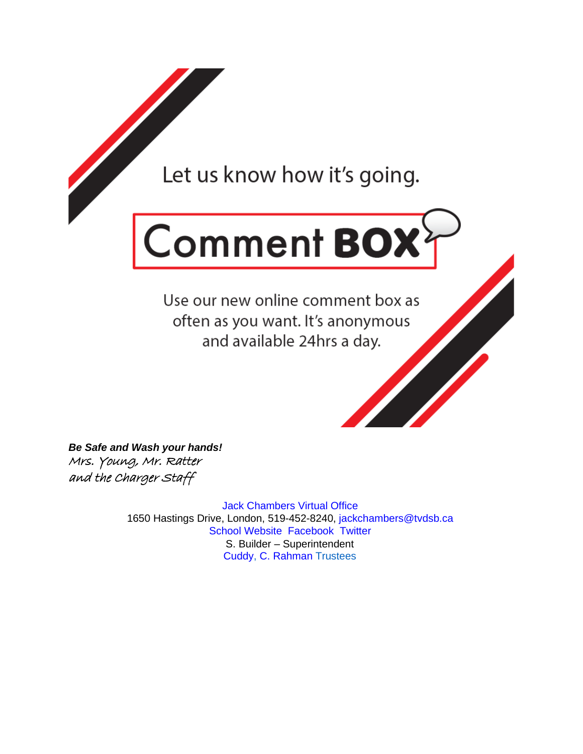Let us know how it's going.

# Comment BOX

Use our new online comment box as often as you want. It's anonymous and available 24hrs a day.

***Be Safe and Wash your hands!***

Mrs. Young, Mr. Ratter
and the Charger Staff

Jack Chambers Virtual Office
1650 Hastings Drive, London, 519-452-8240, jackchambers@tvdsb.ca
School Website Facebook Twitter
S. Builder – Superintendent
Cuddy, C. Rahman Trustees